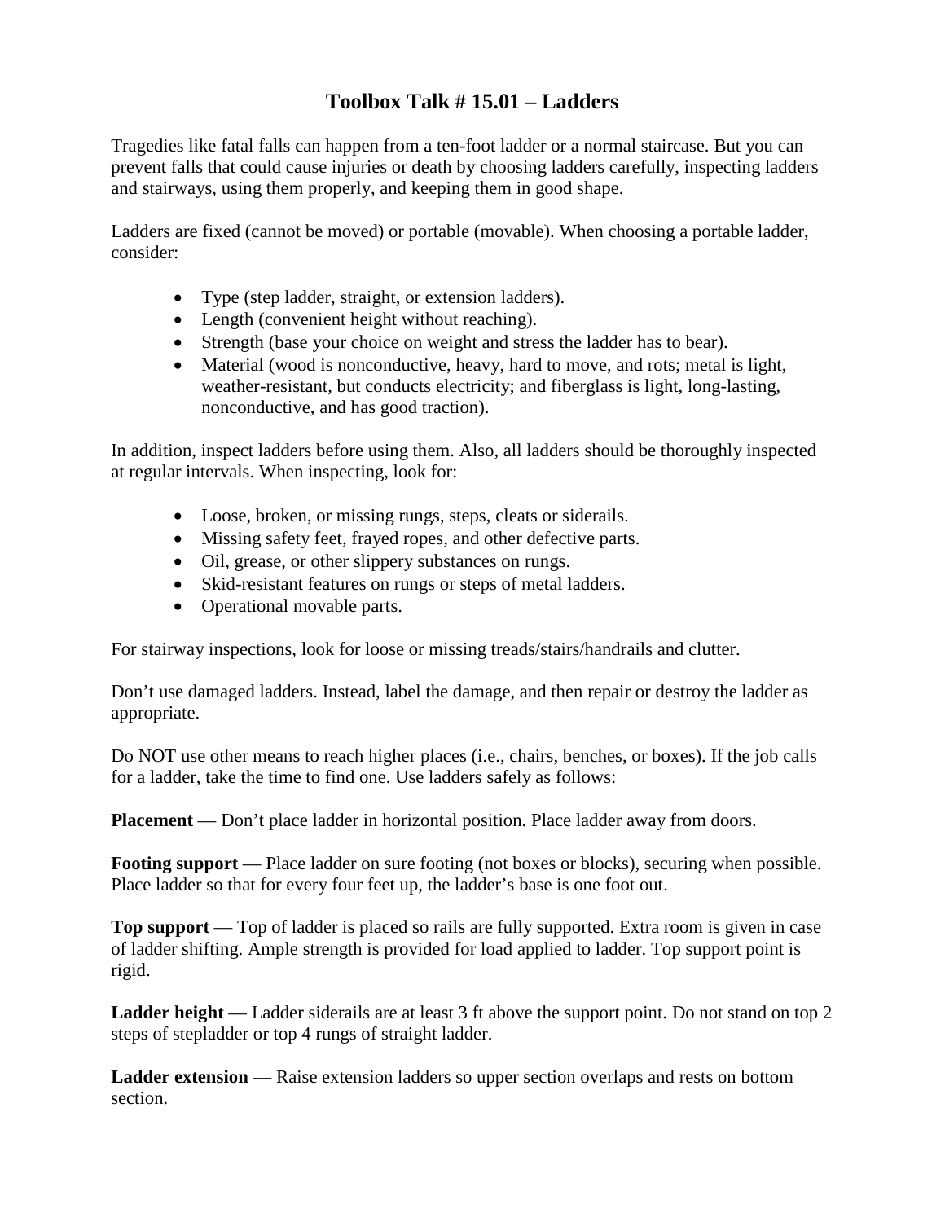# Toolbox Talk # 15.01 – Ladders

Tragedies like fatal falls can happen from a ten-foot ladder or a normal staircase. But you can prevent falls that could cause injuries or death by choosing ladders carefully, inspecting ladders and stairways, using them properly, and keeping them in good shape.

Ladders are fixed (cannot be moved) or portable (movable). When choosing a portable ladder, consider:

- Type (step ladder, straight, or extension ladders).
- Length (convenient height without reaching).
- Strength (base your choice on weight and stress the ladder has to bear).
- Material (wood is nonconductive, heavy, hard to move, and rots; metal is light, weather-resistant, but conducts electricity; and fiberglass is light, long-lasting, nonconductive, and has good traction).

In addition, inspect ladders before using them. Also, all ladders should be thoroughly inspected at regular intervals. When inspecting, look for:

- Loose, broken, or missing rungs, steps, cleats or siderails.
- Missing safety feet, frayed ropes, and other defective parts.
- Oil, grease, or other slippery substances on rungs.
- Skid-resistant features on rungs or steps of metal ladders.
- Operational movable parts.

For stairway inspections, look for loose or missing treads/stairs/handrails and clutter.

Don't use damaged ladders. Instead, label the damage, and then repair or destroy the ladder as appropriate.

Do NOT use other means to reach higher places (i.e., chairs, benches, or boxes). If the job calls for a ladder, take the time to find one. Use ladders safely as follows:

**Placement** — Don't place ladder in horizontal position. Place ladder away from doors.

**Footing support** — Place ladder on sure footing (not boxes or blocks), securing when possible. Place ladder so that for every four feet up, the ladder's base is one foot out.

**Top support** — Top of ladder is placed so rails are fully supported. Extra room is given in case of ladder shifting. Ample strength is provided for load applied to ladder. Top support point is rigid.

**Ladder height** — Ladder siderails are at least 3 ft above the support point. Do not stand on top 2 steps of stepladder or top 4 rungs of straight ladder.

**Ladder extension** — Raise extension ladders so upper section overlaps and rests on bottom section.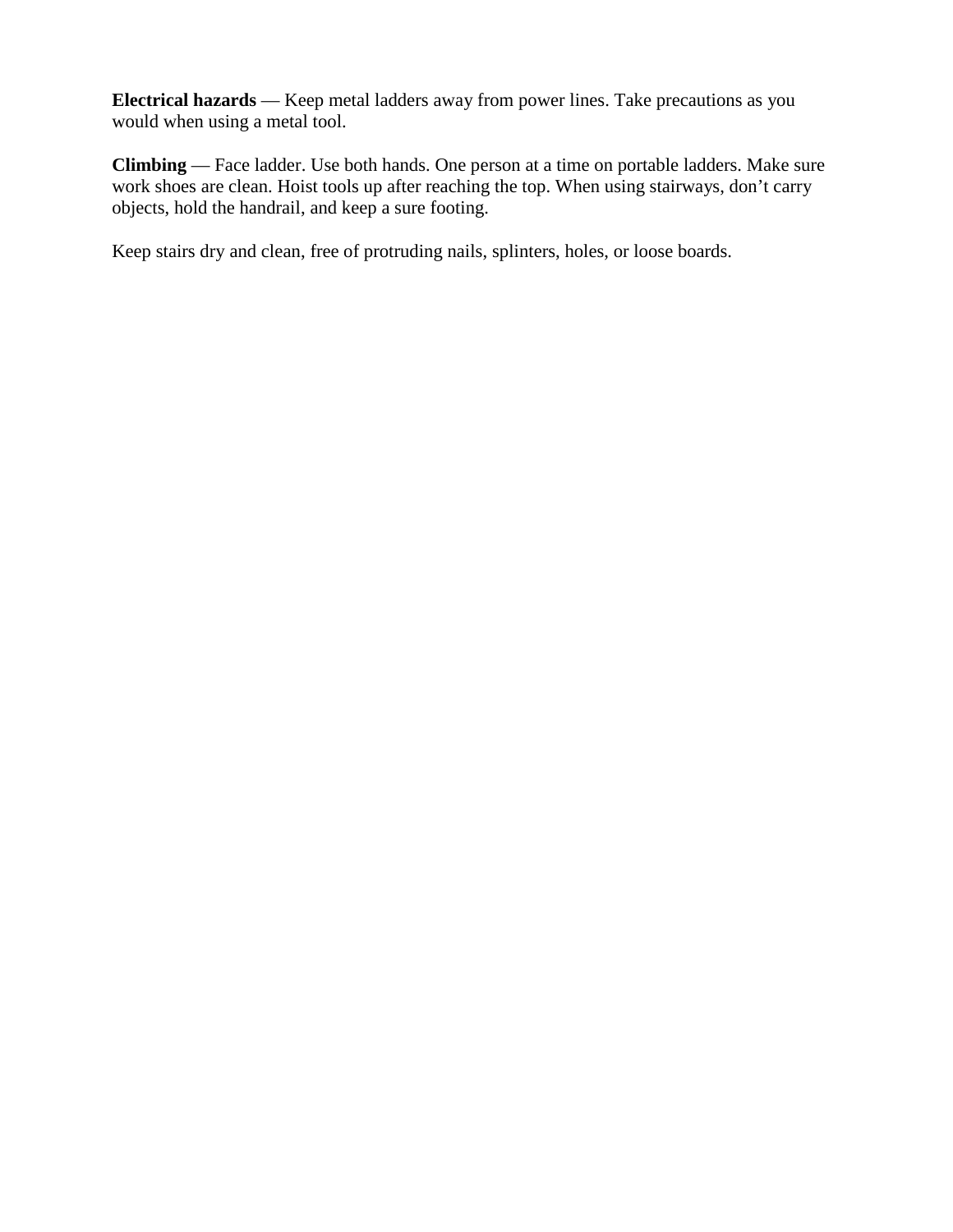**Electrical hazards** — Keep metal ladders away from power lines. Take precautions as you would when using a metal tool.

**Climbing** — Face ladder. Use both hands. One person at a time on portable ladders. Make sure work shoes are clean. Hoist tools up after reaching the top. When using stairways, don't carry objects, hold the handrail, and keep a sure footing.

Keep stairs dry and clean, free of protruding nails, splinters, holes, or loose boards.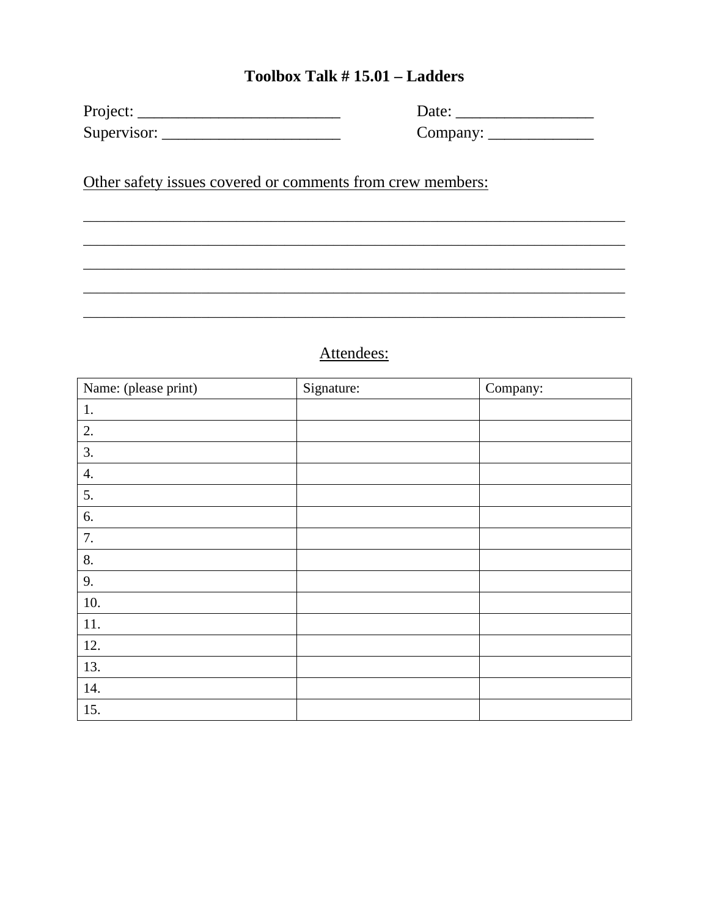# Toolbox Talk # 15.01 – Ladders

Project: ________________________ Date: _________________

Supervisor: ______________________ Company: _____________

Other safety issues covered or comments from crew members:

___________________________________________________________________________
___________________________________________________________________________
___________________________________________________________________________
___________________________________________________________________________
___________________________________________________________________________

Attendees:

| Name: (please print) | Signature: | Company: |
|---|---|---|
| 1. | | |
| 2. | | |
| 3. | | |
| 4. | | |
| 5. | | |
| 6. | | |
| 7. | | |
| 8. | | |
| 9. | | |
| 10. | | |
| 11. | | |
| 12. | | |
| 13. | | |
| 14. | | |
| 15. | | |